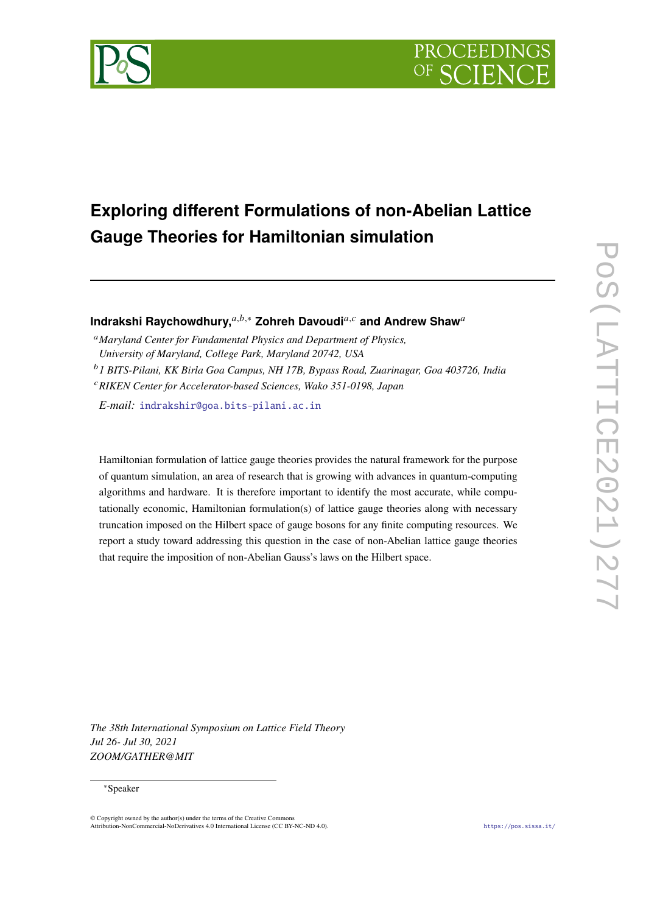# Exploring different Formulations of non-Abelian Lattice Gauge Theories for Hamiltonian simulation

**Indrakshi Raychowdhury,**[a,b,*] **Zohreh Davoudi**[a,c] **and Andrew Shaw**[a]

[a] *Maryland Center for Fundamental Physics and Department of Physics, University of Maryland, College Park, Maryland 20742, USA*

[b] *1 BITS-Pilani, KK Birla Goa Campus, NH 17B, Bypass Road, Zuarinagar, Goa 403726, India*

[c] *RIKEN Center for Accelerator-based Sciences, Wako 351-0198, Japan*

*E-mail:* indrakshir@goa.bits-pilani.ac.in

Hamiltonian formulation of lattice gauge theories provides the natural framework for the purpose of quantum simulation, an area of research that is growing with advances in quantum-computing algorithms and hardware. It is therefore important to identify the most accurate, while computationally economic, Hamiltonian formulation(s) of lattice gauge theories along with necessary truncation imposed on the Hilbert space of gauge bosons for any finite computing resources. We report a study toward addressing this question in the case of non-Abelian lattice gauge theories that require the imposition of non-Abelian Gauss's laws on the Hilbert space.

*The 38th International Symposium on Lattice Field Theory*
*Jul 26- Jul 30, 2021*
*ZOOM/GATHER@MIT*

[*] Speaker

© Copyright owned by the author(s) under the terms of the Creative Commons Attribution-NonCommercial-NoDerivatives 4.0 International License (CC BY-NC-ND 4.0).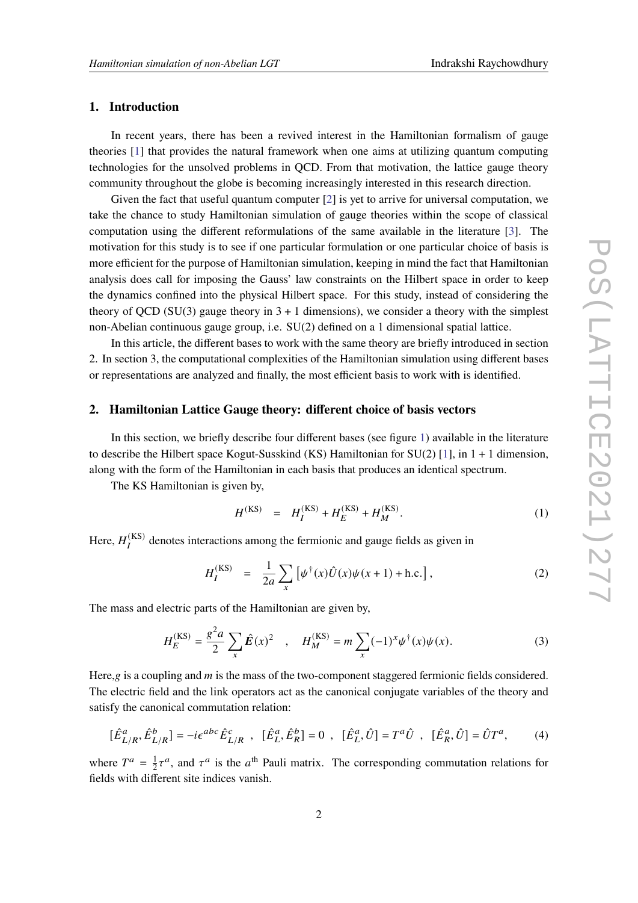## 1. Introduction

In recent years, there has been a revived interest in the Hamiltonian formalism of gauge theories [1] that provides the natural framework when one aims at utilizing quantum computing technologies for the unsolved problems in QCD. From that motivation, the lattice gauge theory community throughout the globe is becoming increasingly interested in this research direction.

Given the fact that useful quantum computer [2] is yet to arrive for universal computation, we take the chance to study Hamiltonian simulation of gauge theories within the scope of classical computation using the different reformulations of the same available in the literature [3]. The motivation for this study is to see if one particular formulation or one particular choice of basis is more efficient for the purpose of Hamiltonian simulation, keeping in mind the fact that Hamiltonian analysis does call for imposing the Gauss' law constraints on the Hilbert space in order to keep the dynamics confined into the physical Hilbert space. For this study, instead of considering the theory of QCD (SU(3) gauge theory in $3+1$ dimensions), we consider a theory with the simplest non-Abelian continuous gauge group, i.e. SU(2) defined on a 1 dimensional spatial lattice.

In this article, the different bases to work with the same theory are briefly introduced in section 2. In section 3, the computational complexities of the Hamiltonian simulation using different bases or representations are analyzed and finally, the most efficient basis to work with is identified.

## 2. Hamiltonian Lattice Gauge theory: different choice of basis vectors

In this section, we briefly describe four different bases (see figure 1) available in the literature to describe the Hilbert space Kogut-Susskind (KS) Hamiltonian for SU(2) [1], in $1+1$ dimension, along with the form of the Hamiltonian in each basis that produces an identical spectrum.

The KS Hamiltonian is given by,

$$H^{(\mathrm{KS})} \;\; = \;\; H_I^{(\mathrm{KS})} + H_E^{(\mathrm{KS})} + H_M^{(\mathrm{KS})}. \tag{1}$$

Here, $H_I^{(\mathrm{KS})}$ denotes interactions among the fermionic and gauge fields as given in

$$H_I^{(\mathrm{KS})} \;\; = \;\; \frac{1}{2a}\sum_x \left[\psi^\dagger(x)\hat{U}(x)\psi(x+1) + \text{h.c.}\right], \tag{2}$$

The mass and electric parts of the Hamiltonian are given by,

$$H_E^{(\mathrm{KS})} = \frac{g^2 a}{2}\sum_x \hat{\boldsymbol{E}}(x)^2 \quad , \quad H_M^{(\mathrm{KS})} = m\sum_x (-1)^x \psi^\dagger(x)\psi(x). \tag{3}$$

Here,$g$ is a coupling and $m$ is the mass of the two-component staggered fermionic fields considered. The electric field and the link operators act as the canonical conjugate variables of the theory and satisfy the canonical commutation relation:

$$[\hat{E}^a_{L/R}, \hat{E}^b_{L/R}] = -i\epsilon^{abc}\hat{E}^c_{L/R} \;\;,\;\; [\hat{E}^a_L, \hat{E}^b_R] = 0 \;\;,\;\; [\hat{E}^a_L, \hat{U}] = T^a\hat{U} \;\;,\;\; [\hat{E}^a_R, \hat{U}] = \hat{U}T^a, \tag{4}$$

where $T^a = \frac{1}{2}\tau^a$, and $\tau^a$ is the $a^{\text{th}}$ Pauli matrix. The corresponding commutation relations for fields with different site indices vanish.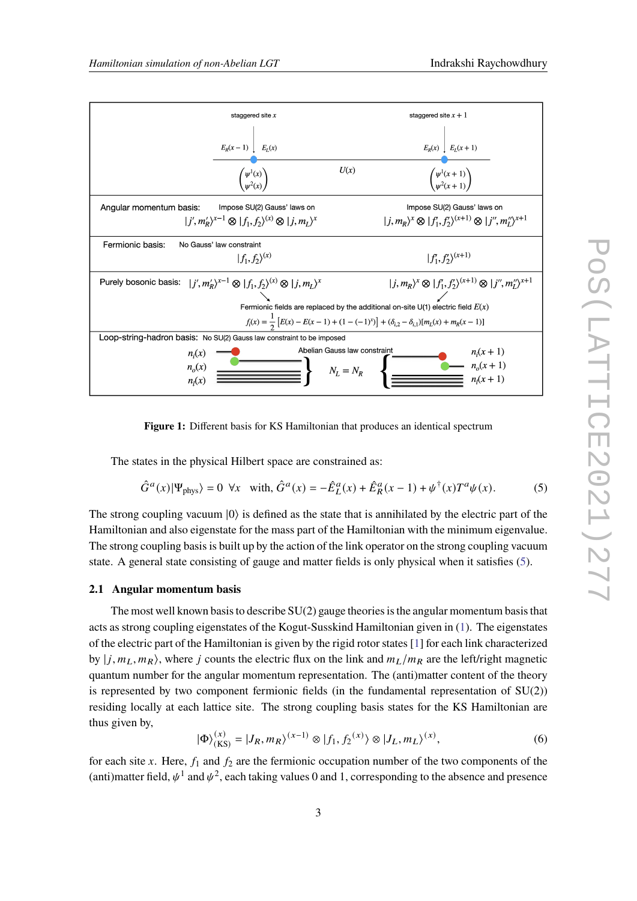| staggered site $x$ | | staggered site $x+1$ |
|---|---|---|
| $E_R(x-1)$ $E_L(x)$ $\begin{pmatrix}\psi^1(x)\\ \psi^2(x)\end{pmatrix}$ | $U(x)$ | $E_R(x)$ $E_L(x+1)$ $\begin{pmatrix}\psi^1(x+1)\\ \psi^2(x+1)\end{pmatrix}$ |
| **Angular momentum basis:** Impose SU(2) Gauss' laws on $\lvert j', m_R'\rangle^{x-1} \otimes \lvert f_1, f_2\rangle^{(x)} \otimes \lvert j, m_L\rangle^x$ | | Impose SU(2) Gauss' laws on $\lvert j, m_R\rangle^x \otimes \lvert f_1', f_2'\rangle^{(x+1)} \otimes \lvert j'', m_L''\rangle^{x+1}$ |
| **Fermionic basis:** No Gauss' law constraint $\lvert f_1, f_2\rangle^{(x)}$ | | $\lvert f_1', f_2'\rangle^{(x+1)}$ |
| **Purely bosonic basis:** $\lvert j', m_R'\rangle^{x-1} \otimes \lvert f_1, f_2\rangle^{(x)} \otimes \lvert j, m_L\rangle^x$ | | $\lvert j, m_R\rangle^x \otimes \lvert f_1', f_2'\rangle^{(x+1)} \otimes \lvert j'', m_L''\rangle^{x+1}$ |
| Fermionic fields are replaced by the additional on-site U(1) electric field $E(x)$: $f_i(x) = \frac{1}{2}\left[E(x) - E(x-1) + (1-(-1)^x)\right] + (\delta_{i,2} - \delta_{i,1})[m_L(x) + m_R(x-1)]$ | | |
| **Loop-string-hadron basis:** No SU(2) Gauss law constraint to be imposed. $n_i(x)$, $n_o(x)$, $n_l(x)$ | Abelian Gauss law constraint $N_L = N_R$ | $n_i(x+1)$, $n_o(x+1)$, $n_l(x+1)$ |

**Figure 1:** Different basis for KS Hamiltonian that produces an identical spectrum

The states in the physical Hilbert space are constrained as:

$$\hat{G}^a(x)|\Psi_{\text{phys}}\rangle = 0 \;\; \forall x \quad \text{with, } \hat{G}^a(x) = -\hat{E}^a_L(x) + \hat{E}^a_R(x-1) + \psi^\dagger(x) T^a \psi(x). \tag{5}$$

The strong coupling vacuum $|0\rangle$ is defined as the state that is annihilated by the electric part of the Hamiltonian and also eigenstate for the mass part of the Hamiltonian with the minimum eigenvalue. The strong coupling basis is built up by the action of the link operator on the strong coupling vacuum state. A general state consisting of gauge and matter fields is only physical when it satisfies (5).

### 2.1 Angular momentum basis

The most well known basis to describe SU(2) gauge theories is the angular momentum basis that acts as strong coupling eigenstates of the Kogut-Susskind Hamiltonian given in (1). The eigenstates of the electric part of the Hamiltonian is given by the rigid rotar states [1] for each link characterized by $|j, m_L, m_R\rangle$, where $j$ counts the electric flux on the link and $m_L/m_R$ are the left/right magnetic quantum number for the angular momentum representation. The (anti)matter content of the theory is represented by two component fermionic fields (in the fundamental representation of SU(2)) residing locally at each lattice site. The strong coupling basis states for the KS Hamiltonian are thus given by,

$$|\Phi\rangle^{(x)}_{(\text{KS})} = |J_R, m_R\rangle^{(x-1)} \otimes |f_1, f_2{}^{(x)}\rangle \otimes |J_L, m_L\rangle^{(x)}, \tag{6}$$

for each site $x$. Here, $f_1$ and $f_2$ are the fermionic occupation number of the two components of the (anti)matter field, $\psi^1$ and $\psi^2$, each taking values 0 and 1, corresponding to the absence and presence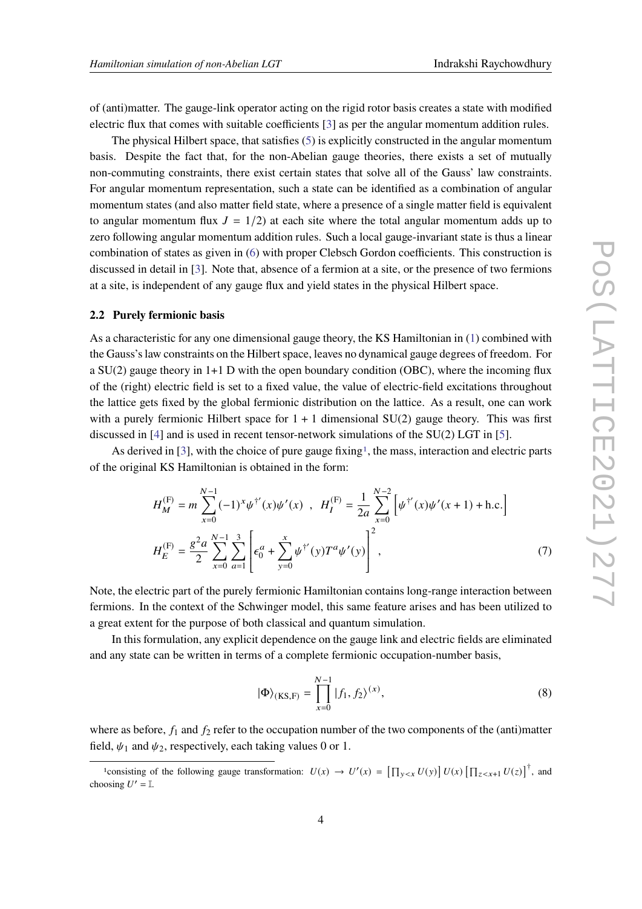of (anti)matter. The gauge-link operator acting on the rigid rotor basis creates a state with modified electric flux that comes with suitable coefficients [3] as per the angular momentum addition rules.

The physical Hilbert space, that satisfies (5) is explicitly constructed in the angular momentum basis. Despite the fact that, for the non-Abelian gauge theories, there exists a set of mutually non-commuting constraints, there exist certain states that solve all of the Gauss' law constraints. For angular momentum representation, such a state can be identified as a combination of angular momentum states (and also matter field state, where a presence of a single matter field is equivalent to angular momentum flux $J = 1/2$) at each site where the total angular momentum adds up to zero following angular momentum addition rules. Such a local gauge-invariant state is thus a linear combination of states as given in (6) with proper Clebsch Gordon coefficients. This construction is discussed in detail in [3]. Note that, absence of a fermion at a site, or the presence of two fermions at a site, is independent of any gauge flux and yield states in the physical Hilbert space.

### 2.2 Purely fermionic basis

As a characteristic for any one dimensional gauge theory, the KS Hamiltonian in (1) combined with the Gauss's law constraints on the Hilbert space, leaves no dynamical gauge degrees of freedom. For a SU(2) gauge theory in 1+1 D with the open boundary condition (OBC), where the incoming flux of the (right) electric field is set to a fixed value, the value of electric-field excitations throughout the lattice gets fixed by the global fermionic distribution on the lattice. As a result, one can work with a purely fermionic Hilbert space for $1 + 1$ dimensional SU(2) gauge theory. This was first discussed in [4] and is used in recent tensor-network simulations of the SU(2) LGT in [5].

As derived in [3], with the choice of pure gauge fixing[1], the mass, interaction and electric parts of the original KS Hamiltonian is obtained in the form:

$$
H_M^{(\mathrm{F})} = m \sum_{x=0}^{N-1} (-1)^x \psi^{\dagger'}(x)\psi'(x) \ , \ \ H_I^{(\mathrm{F})} = \frac{1}{2a} \sum_{x=0}^{N-2} \left[ \psi^{\dagger'}(x)\psi'(x+1) + \mathrm{h.c.} \right]
$$

$$
H_E^{(\mathrm{F})} = \frac{g^2 a}{2} \sum_{x=0}^{N-1} \sum_{a=1}^{3} \left[ \epsilon_0^a + \sum_{y=0}^{x} \psi^{\dagger'}(y) T^a \psi'(y) \right]^2, \tag{7}
$$

Note, the electric part of the purely fermionic Hamiltonian contains long-range interaction between fermions. In the context of the Schwinger model, this same feature arises and has been utilized to a great extent for the purpose of both classical and quantum simulation.

In this formulation, any explicit dependence on the gauge link and electric fields are eliminated and any state can be written in terms of a complete fermionic occupation-number basis,

$$
|\Phi\rangle_{(\mathrm{KS,F})} = \prod_{x=0}^{N-1} |f_1, f_2\rangle^{(x)}, \tag{8}
$$

where as before, $f_1$ and $f_2$ refer to the occupation number of the two components of the (anti)matter field, $\psi_1$ and $\psi_2$, respectively, each taking values 0 or 1.

---

[1] consisting of the following gauge transformation: $U(x) \to U'(x) = \left[\prod_{y<x} U(y)\right] U(x) \left[\prod_{z<x+1} U(z)\right]^{\dagger}$, and choosing $U' = \mathbb{I}$.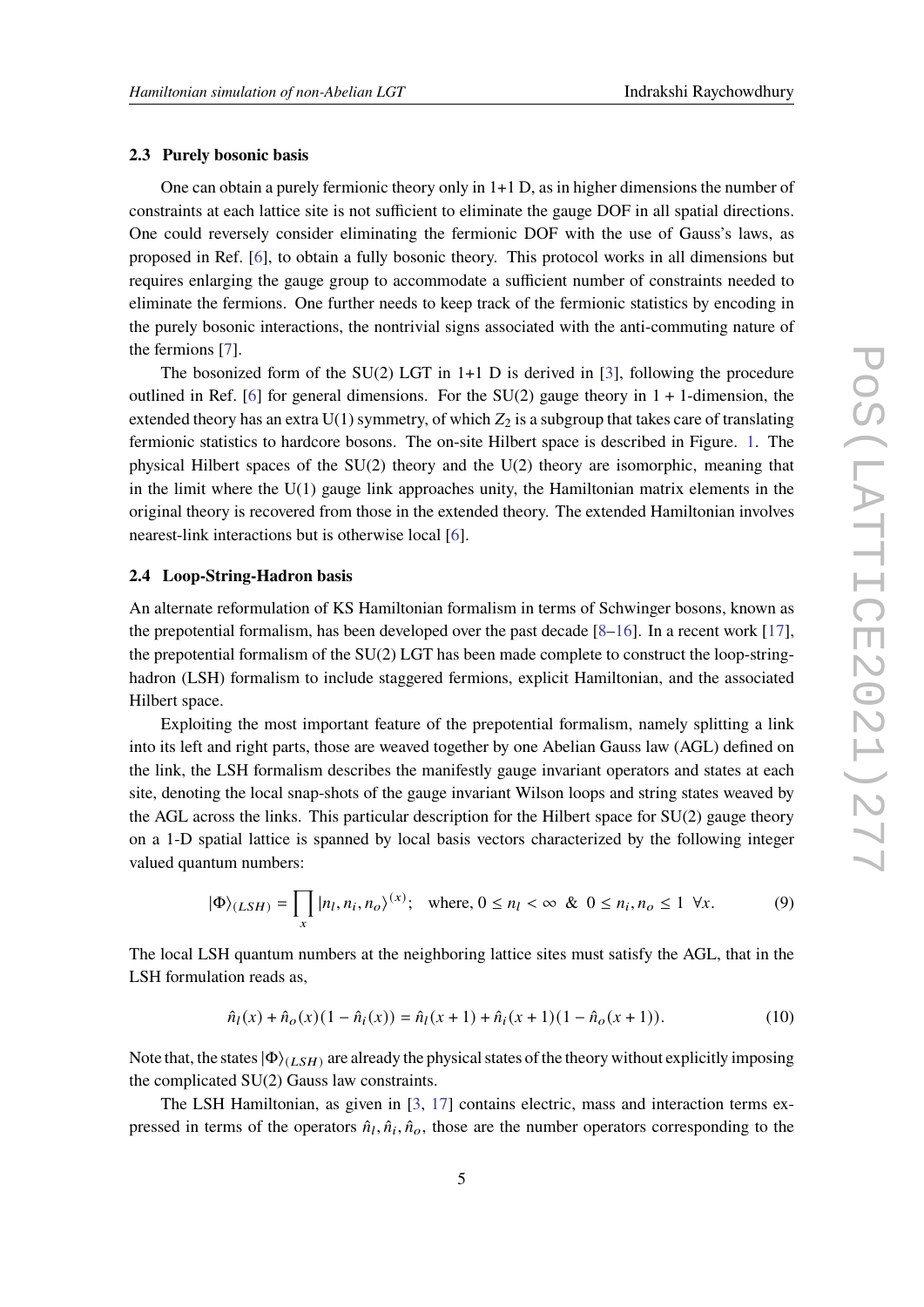### 2.3 Purely bosonic basis

One can obtain a purely fermionic theory only in 1+1 D, as in higher dimensions the number of constraints at each lattice site is not sufficient to eliminate the gauge DOF in all spatial directions. One could reversely consider eliminating the fermionic DOF with the use of Gauss's laws, as proposed in Ref. [6], to obtain a fully bosonic theory. This protocol works in all dimensions but requires enlarging the gauge group to accommodate a sufficient number of constraints needed to eliminate the fermions. One further needs to keep track of the fermionic statistics by encoding in the purely bosonic interactions, the nontrivial signs associated with the anti-commuting nature of the fermions [7].

The bosonized form of the SU(2) LGT in 1+1 D is derived in [3], following the procedure outlined in Ref. [6] for general dimensions. For the SU(2) gauge theory in $1+1$-dimension, the extended theory has an extra U(1) symmetry, of which $Z_2$ is a subgroup that takes care of translating fermionic statistics to hardcore bosons. The on-site Hilbert space is described in Figure. 1. The physical Hilbert spaces of the SU(2) theory and the U(2) theory are isomorphic, meaning that in the limit where the U(1) gauge link approaches unity, the Hamiltonian matrix elements in the original theory is recovered from those in the extended theory. The extended Hamiltonian involves nearest-link interactions but is otherwise local [6].

### 2.4 Loop-String-Hadron basis

An alternate reformulation of KS Hamiltonian formalism in terms of Schwinger bosons, known as the prepotential formalism, has been developed over the past decade [8–16]. In a recent work [17], the prepotential formalism of the SU(2) LGT has been made complete to construct the loop-string-hadron (LSH) formalism to include staggered fermions, explicit Hamiltonian, and the associated Hilbert space.

Exploiting the most important feature of the prepotential formalism, namely splitting a link into its left and right parts, those are weaved together by one Abelian Gauss law (AGL) defined on the link, the LSH formalism describes the manifestly gauge invariant operators and states at each site, denoting the local snap-shots of the gauge invariant Wilson loops and string states weaved by the AGL across the links. This particular description for the Hilbert space for SU(2) gauge theory on a 1-D spatial lattice is spanned by local basis vectors characterized by the following integer valued quantum numbers:

$$|\Phi\rangle_{(LSH)} = \prod_x |n_l, n_i, n_o\rangle^{(x)}; \quad \text{where, } 0 \le n_l < \infty \ \ \& \ \ 0 \le n_i, n_o \le 1 \ \ \forall x. \tag{9}$$

The local LSH quantum numbers at the neighboring lattice sites must satisfy the AGL, that in the LSH formulation reads as,

$$\hat{n}_l(x) + \hat{n}_o(x)(1 - \hat{n}_i(x)) = \hat{n}_l(x+1) + \hat{n}_i(x+1)(1 - \hat{n}_o(x+1)). \tag{10}$$

Note that, the states $|\Phi\rangle_{(LSH)}$ are already the physical states of the theory without explicitly imposing the complicated SU(2) Gauss law constraints.

The LSH Hamiltonian, as given in [3, 17] contains electric, mass and interaction terms expressed in terms of the operators $\hat{n}_l, \hat{n}_i, \hat{n}_o$, those are the number operators corresponding to the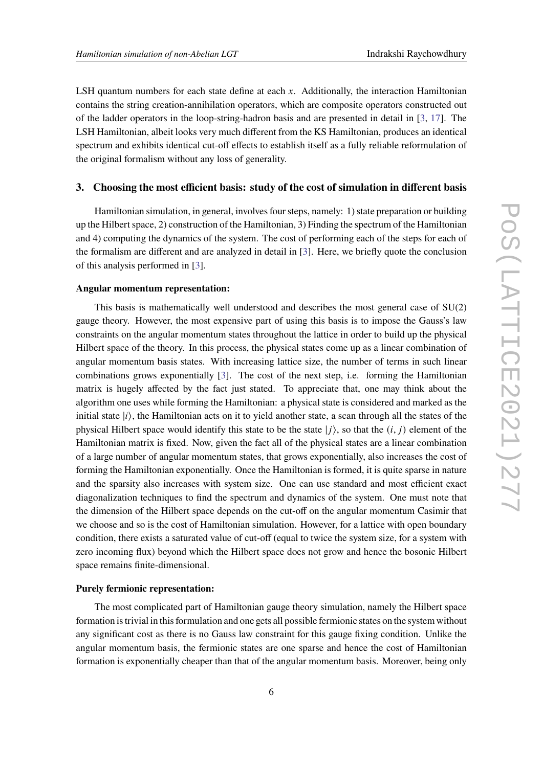LSH quantum numbers for each state define at each $x$. Additionally, the interaction Hamiltonian contains the string creation-annihilation operators, which are composite operators constructed out of the ladder operators in the loop-string-hadron basis and are presented in detail in [3, 17]. The LSH Hamiltonian, albeit looks very much different from the KS Hamiltonian, produces an identical spectrum and exhibits identical cut-off effects to establish itself as a fully reliable reformulation of the original formalism without any loss of generality.

## 3. Choosing the most efficient basis: study of the cost of simulation in different basis

Hamiltonian simulation, in general, involves four steps, namely: 1) state preparation or building up the Hilbert space, 2) construction of the Hamiltonian, 3) Finding the spectrum of the Hamiltonian and 4) computing the dynamics of the system. The cost of performing each of the steps for each of the formalism are different and are analyzed in detail in [3]. Here, we briefly quote the conclusion of this analysis performed in [3].

**Angular momentum representation:**

This basis is mathematically well understood and describes the most general case of SU(2) gauge theory. However, the most expensive part of using this basis is to impose the Gauss's law constraints on the angular momentum states throughout the lattice in order to build up the physical Hilbert space of the theory. In this process, the physical states come up as a linear combination of angular momentum basis states. With increasing lattice size, the number of terms in such linear combinations grows exponentially [3]. The cost of the next step, i.e. forming the Hamiltonian matrix is hugely affected by the fact just stated. To appreciate that, one may think about the algorithm one uses while forming the Hamiltonian: a physical state is considered and marked as the initial state $|i\rangle$, the Hamiltonian acts on it to yield another state, a scan through all the states of the physical Hilbert space would identify this state to be the state $|j\rangle$, so that the $(i, j)$ element of the Hamiltonian matrix is fixed. Now, given the fact all of the physical states are a linear combination of a large number of angular momentum states, that grows exponentially, also increases the cost of forming the Hamiltonian exponentially. Once the Hamiltonian is formed, it is quite sparse in nature and the sparsity also increases with system size. One can use standard and most efficient exact diagonalization techniques to find the spectrum and dynamics of the system. One must note that the dimension of the Hilbert space depends on the cut-off on the angular momentum Casimir that we choose and so is the cost of Hamiltonian simulation. However, for a lattice with open boundary condition, there exists a saturated value of cut-off (equal to twice the system size, for a system with zero incoming flux) beyond which the Hilbert space does not grow and hence the bosonic Hilbert space remains finite-dimensional.

**Purely fermionic representation:**

The most complicated part of Hamiltonian gauge theory simulation, namely the Hilbert space formation is trivial in this formulation and one gets all possible fermionic states on the system without any significant cost as there is no Gauss law constraint for this gauge fixing condition. Unlike the angular momentum basis, the fermionic states are one sparse and hence the cost of Hamiltonian formation is exponentially cheaper than that of the angular momentum basis. Moreover, being only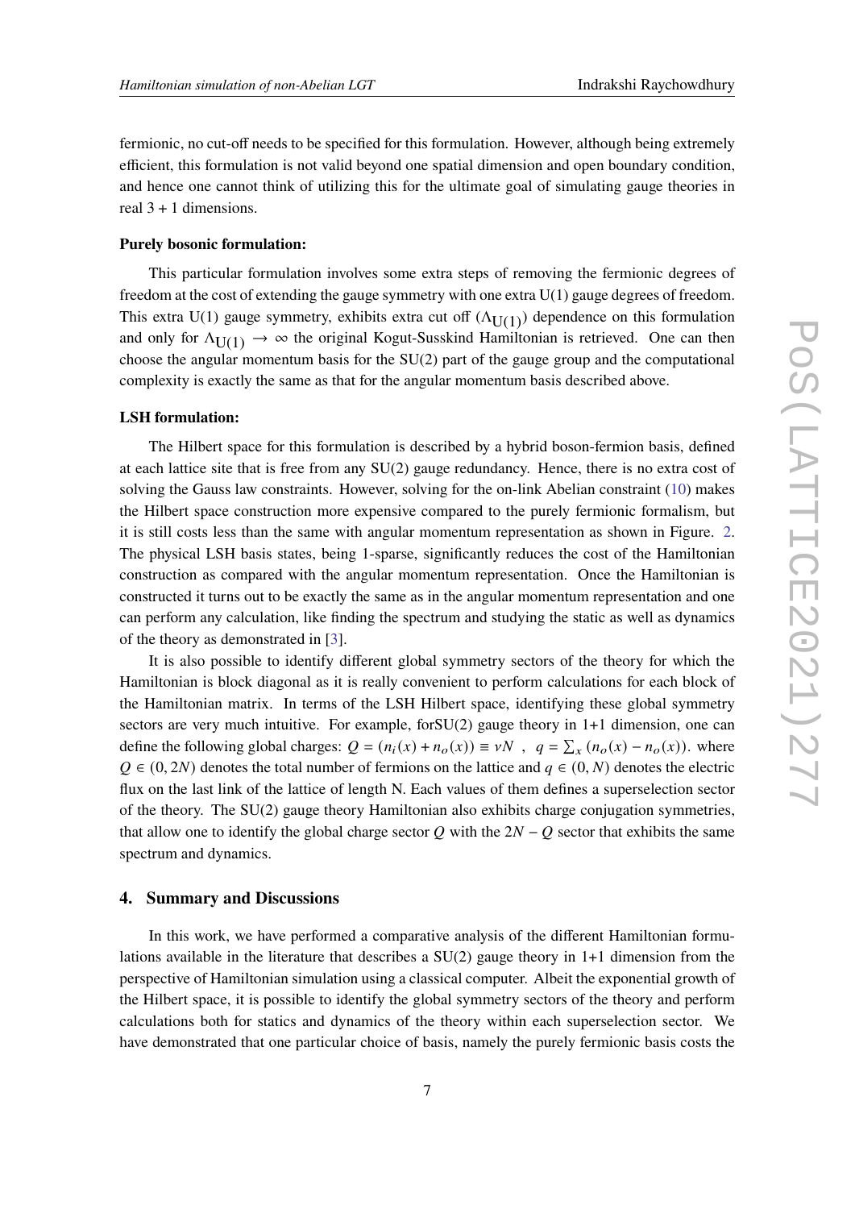fermionic, no cut-off needs to be specified for this formulation. However, although being extremely efficient, this formulation is not valid beyond one spatial dimension and open boundary condition, and hence one cannot think of utilizing this for the ultimate goal of simulating gauge theories in real 3 + 1 dimensions.

**Purely bosonic formulation:**

This particular formulation involves some extra steps of removing the fermionic degrees of freedom at the cost of extending the gauge symmetry with one extra U(1) gauge degrees of freedom. This extra U(1) gauge symmetry, exhibits extra cut off ($\Lambda_{\text{U(1)}}$) dependence on this formulation and only for $\Lambda_{\text{U(1)}} \rightarrow \infty$ the original Kogut-Susskind Hamiltonian is retrieved. One can then choose the angular momentum basis for the SU(2) part of the gauge group and the computational complexity is exactly the same as that for the angular momentum basis described above.

**LSH formulation:**

The Hilbert space for this formulation is described by a hybrid boson-fermion basis, defined at each lattice site that is free from any SU(2) gauge redundancy. Hence, there is no extra cost of solving the Gauss law constraints. However, solving for the on-link Abelian constraint (10) makes the Hilbert space construction more expensive compared to the purely fermionic formalism, but it is still costs less than the same with angular momentum representation as shown in Figure. 2. The physical LSH basis states, being 1-sparse, significantly reduces the cost of the Hamiltonian construction as compared with the angular momentum representation. Once the Hamiltonian is constructed it turns out to be exactly the same as in the angular momentum representation and one can perform any calculation, like finding the spectrum and studying the static as well as dynamics of the theory as demonstrated in [3].

It is also possible to identify different global symmetry sectors of the theory for which the Hamiltonian is block diagonal as it is really convenient to perform calculations for each block of the Hamiltonian matrix. In terms of the LSH Hilbert space, identifying these global symmetry sectors are very much intuitive. For example, forSU(2) gauge theory in 1+1 dimension, one can define the following global charges: $Q = (n_i(x) + n_o(x)) \equiv \nu N$ , $q = \sum_x (n_o(x) - n_o(x))$. where $Q \in (0, 2N)$ denotes the total number of fermions on the lattice and $q \in (0, N)$ denotes the electric flux on the last link of the lattice of length N. Each values of them defines a superselection sector of the theory. The SU(2) gauge theory Hamiltonian also exhibits charge conjugation symmetries, that allow one to identify the global charge sector $Q$ with the $2N - Q$ sector that exhibits the same spectrum and dynamics.

## 4. Summary and Discussions

In this work, we have performed a comparative analysis of the different Hamiltonian formulations available in the literature that describes a SU(2) gauge theory in 1+1 dimension from the perspective of Hamiltonian simulation using a classical computer. Albeit the exponential growth of the Hilbert space, it is possible to identify the global symmetry sectors of the theory and perform calculations both for statics and dynamics of the theory within each superselection sector. We have demonstrated that one particular choice of basis, namely the purely fermionic basis costs the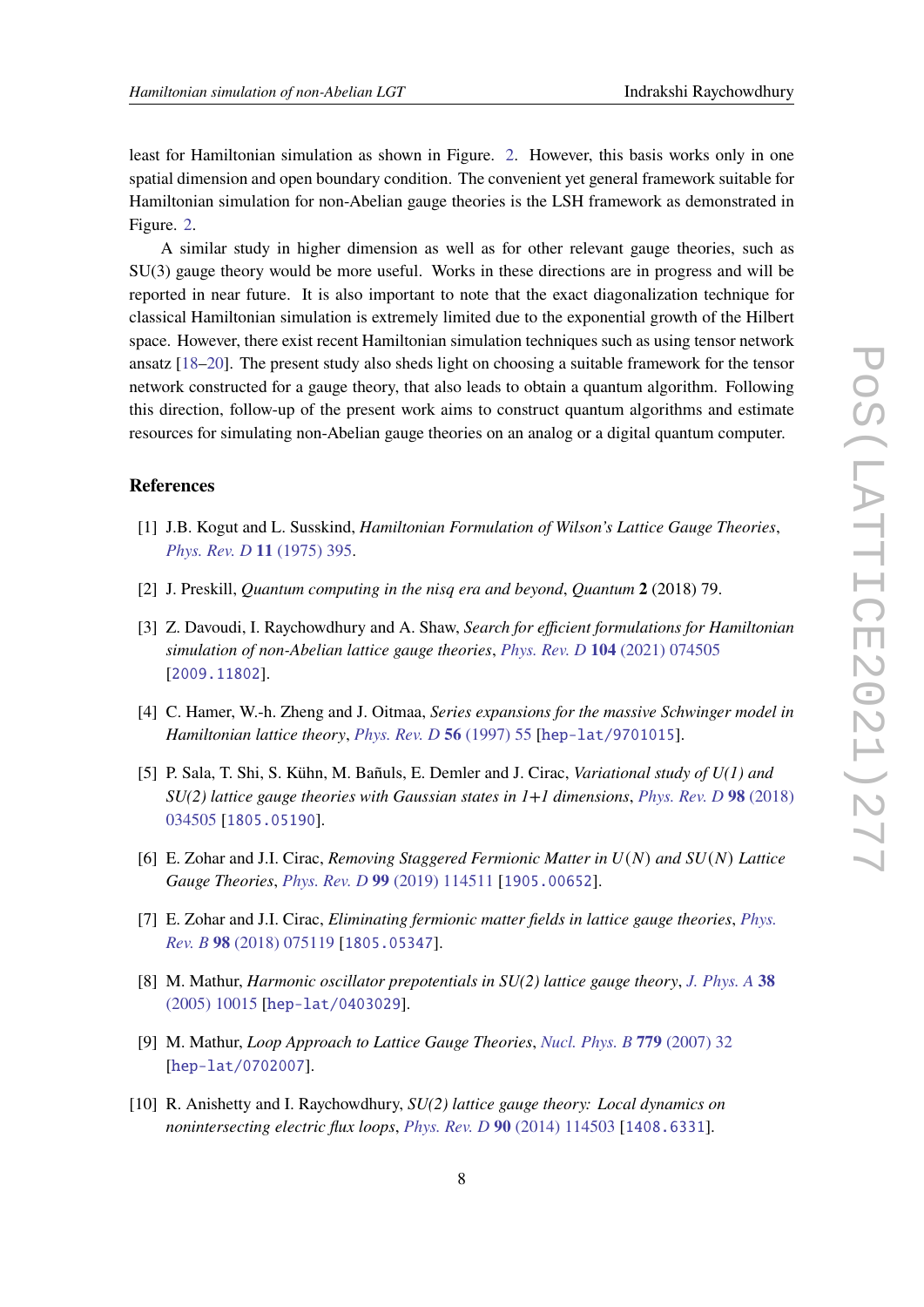least for Hamiltonian simulation as shown in Figure. 2. However, this basis works only in one spatial dimension and open boundary condition. The convenient yet general framework suitable for Hamiltonian simulation for non-Abelian gauge theories is the LSH framework as demonstrated in Figure. 2.

A similar study in higher dimension as well as for other relevant gauge theories, such as SU(3) gauge theory would be more useful. Works in these directions are in progress and will be reported in near future. It is also important to note that the exact diagonalization technique for classical Hamiltonian simulation is extremely limited due to the exponential growth of the Hilbert space. However, there exist recent Hamiltonian simulation techniques such as using tensor network ansatz [18–20]. The present study also sheds light on choosing a suitable framework for the tensor network constructed for a gauge theory, that also leads to obtain a quantum algorithm. Following this direction, follow-up of the present work aims to construct quantum algorithms and estimate resources for simulating non-Abelian gauge theories on an analog or a digital quantum computer.

## References

[1] J.B. Kogut and L. Susskind, *Hamiltonian Formulation of Wilson's Lattice Gauge Theories*, *Phys. Rev. D* **11** (1975) 395.

[2] J. Preskill, *Quantum computing in the nisq era and beyond*, *Quantum* **2** (2018) 79.

[3] Z. Davoudi, I. Raychowdhury and A. Shaw, *Search for efficient formulations for Hamiltonian simulation of non-Abelian lattice gauge theories*, *Phys. Rev. D* **104** (2021) 074505 [2009.11802].

[4] C. Hamer, W.-h. Zheng and J. Oitmaa, *Series expansions for the massive Schwinger model in Hamiltonian lattice theory*, *Phys. Rev. D* **56** (1997) 55 [hep-lat/9701015].

[5] P. Sala, T. Shi, S. Kühn, M. Bañuls, E. Demler and J. Cirac, *Variational study of U(1) and SU(2) lattice gauge theories with Gaussian states in 1+1 dimensions*, *Phys. Rev. D* **98** (2018) 034505 [1805.05190].

[6] E. Zohar and J.I. Cirac, *Removing Staggered Fermionic Matter in $U(N)$ and $SU(N)$ Lattice Gauge Theories*, *Phys. Rev. D* **99** (2019) 114511 [1905.00652].

[7] E. Zohar and J.I. Cirac, *Eliminating fermionic matter fields in lattice gauge theories*, *Phys. Rev. B* **98** (2018) 075119 [1805.05347].

[8] M. Mathur, *Harmonic oscillator prepotentials in SU(2) lattice gauge theory*, *J. Phys. A* **38** (2005) 10015 [hep-lat/0403029].

[9] M. Mathur, *Loop Approach to Lattice Gauge Theories*, *Nucl. Phys. B* **779** (2007) 32 [hep-lat/0702007].

[10] R. Anishetty and I. Raychowdhury, *SU(2) lattice gauge theory: Local dynamics on nonintersecting electric flux loops*, *Phys. Rev. D* **90** (2014) 114503 [1408.6331].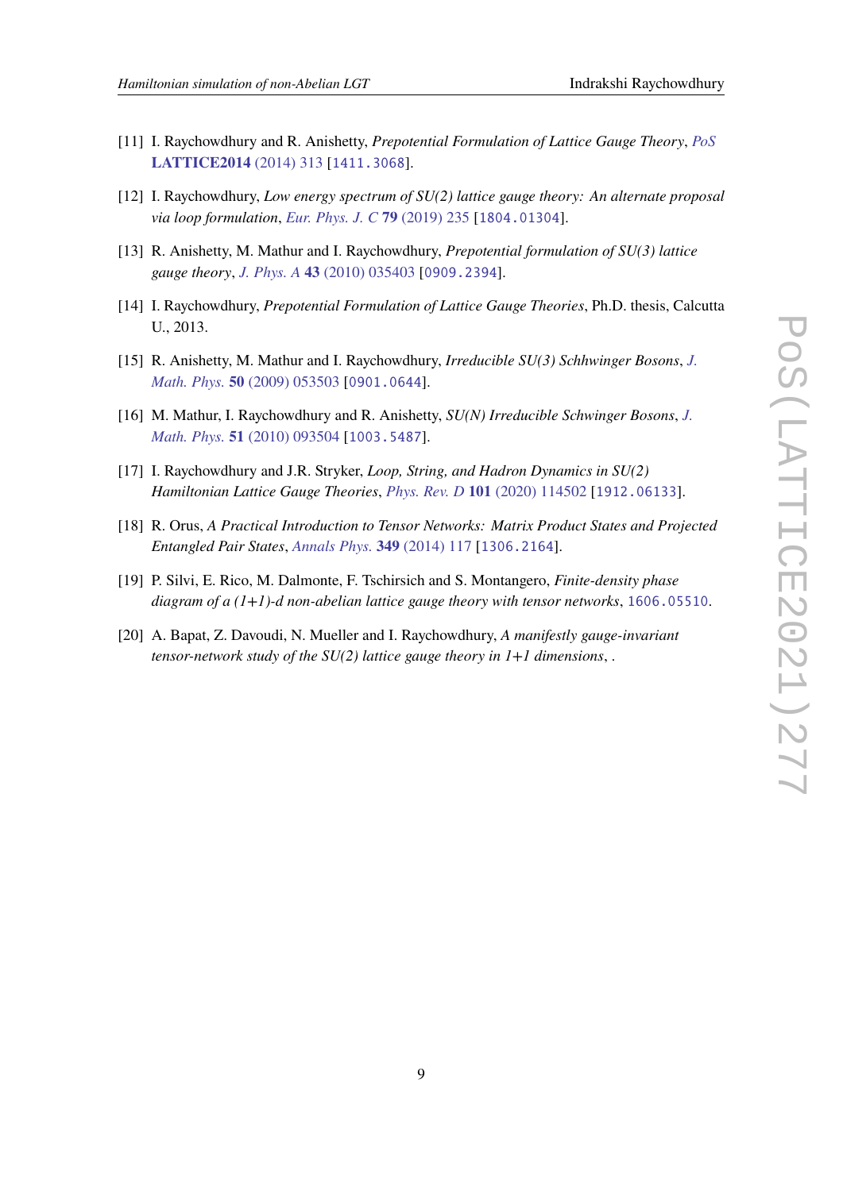[11] I. Raychowdhury and R. Anishetty, *Prepotential Formulation of Lattice Gauge Theory*, *PoS* **LATTICE2014** (2014) 313 [1411.3068].

[12] I. Raychowdhury, *Low energy spectrum of SU(2) lattice gauge theory: An alternate proposal via loop formulation*, *Eur. Phys. J. C* **79** (2019) 235 [1804.01304].

[13] R. Anishetty, M. Mathur and I. Raychowdhury, *Prepotential formulation of SU(3) lattice gauge theory*, *J. Phys. A* **43** (2010) 035403 [0909.2394].

[14] I. Raychowdhury, *Prepotential Formulation of Lattice Gauge Theories*, Ph.D. thesis, Calcutta U., 2013.

[15] R. Anishetty, M. Mathur and I. Raychowdhury, *Irreducible SU(3) Schhwinger Bosons*, *J. Math. Phys.* **50** (2009) 053503 [0901.0644].

[16] M. Mathur, I. Raychowdhury and R. Anishetty, *SU(N) Irreducible Schwinger Bosons*, *J. Math. Phys.* **51** (2010) 093504 [1003.5487].

[17] I. Raychowdhury and J.R. Stryker, *Loop, String, and Hadron Dynamics in SU(2) Hamiltonian Lattice Gauge Theories*, *Phys. Rev. D* **101** (2020) 114502 [1912.06133].

[18] R. Orus, *A Practical Introduction to Tensor Networks: Matrix Product States and Projected Entangled Pair States*, *Annals Phys.* **349** (2014) 117 [1306.2164].

[19] P. Silvi, E. Rico, M. Dalmonte, F. Tschirsich and S. Montangero, *Finite-density phase diagram of a (1+1)-d non-abelian lattice gauge theory with tensor networks*, 1606.05510.

[20] A. Bapat, Z. Davoudi, N. Mueller and I. Raychowdhury, *A manifestly gauge-invariant tensor-network study of the SU(2) lattice gauge theory in 1+1 dimensions*, .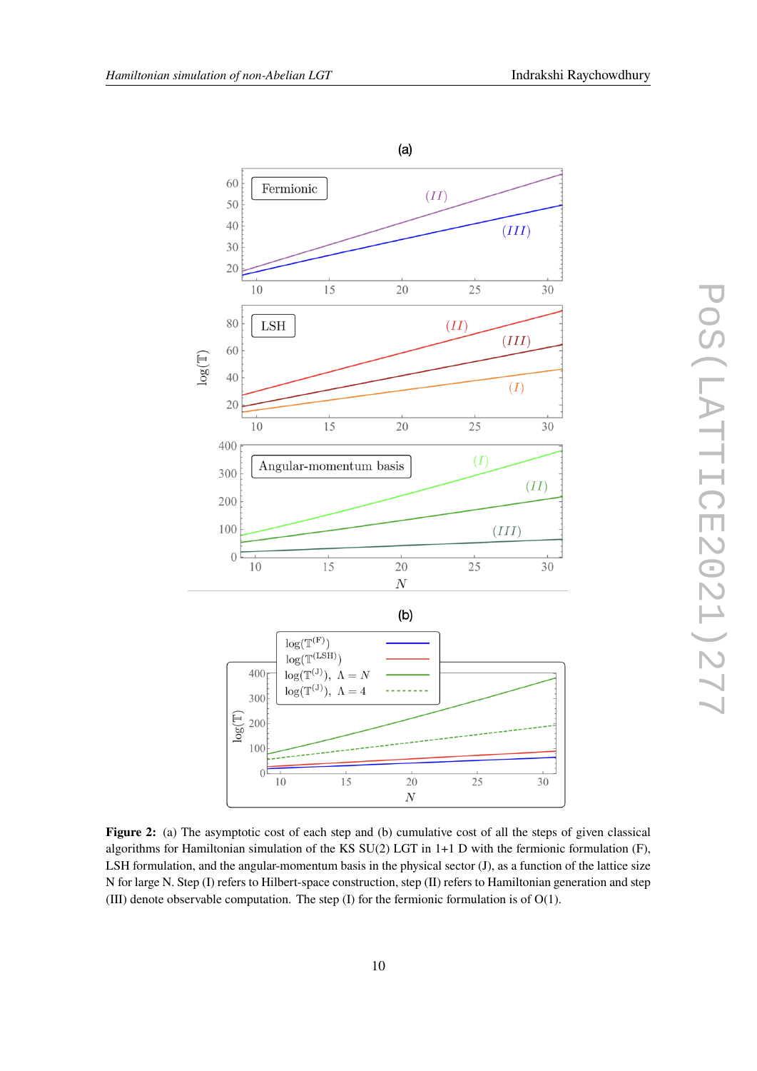(a)

Fermionic

60
50
40
30
20

10 15 20 25 30

$(II)$
$(III)$

LSH

80
60
40
20

10 15 20 25 30

$(II)$
$(III)$
$(I)$

$\log(\mathbb{T})$

Angular-momentum basis

400
300
200
100
0

10 15 20 25 30

$N$

$(I)$
$(II)$
$(III)$

(b)

$\log(\mathbb{T}^{(F)})$
$\log(\mathbb{T}^{(LSH)})$
$\log(\mathbb{T}^{(J)}),\ \Lambda = N$
$\log(\mathbb{T}^{(J)}),\ \Lambda = 4$

$\log(\mathbb{T})$

400
300
200
100
0

10 15 20 25 30

$N$

**Figure 2:** (a) The asymptotic cost of each step and (b) cumulative cost of all the steps of given classical algorithms for Hamiltonian simulation of the KS SU(2) LGT in 1+1 D with the fermionic formulation (F), LSH formulation, and the angular-momentum basis in the physical sector (J), as a function of the lattice size N for large N. Step (I) refers to Hilbert-space construction, step (II) refers to Hamiltonian generation and step (III) denote observable computation. The step (I) for the fermionic formulation is of O(1).